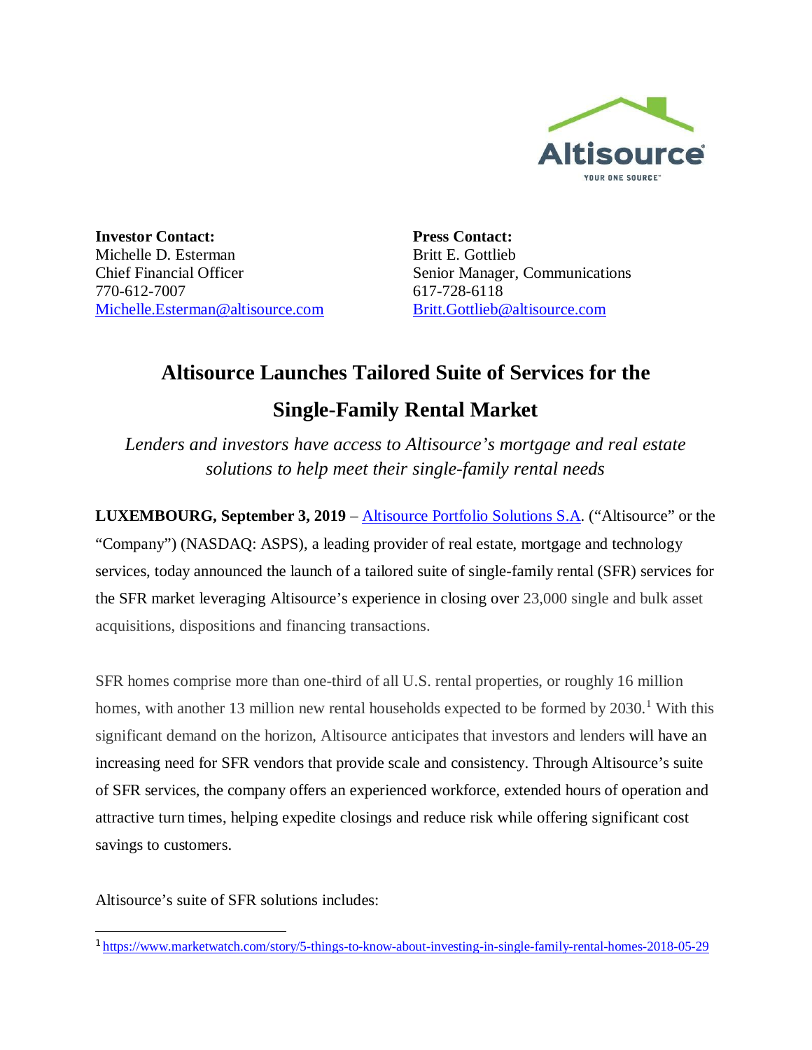**Investor Contact:**
Michelle D. Esterman
Chief Financial Officer
770-612-7007
Michelle.Esterman@altisource.com

**Press Contact:**
Britt E. Gottlieb
Senior Manager, Communications
617-728-6118
Britt.Gottlieb@altisource.com

# Altisource Launches Tailored Suite of Services for the Single-Family Rental Market

*Lenders and investors have access to Altisource's mortgage and real estate solutions to help meet their single-family rental needs*

**LUXEMBOURG, September 3, 2019** – Altisource Portfolio Solutions S.A. ("Altisource" or the "Company") (NASDAQ: ASPS), a leading provider of real estate, mortgage and technology services, today announced the launch of a tailored suite of single-family rental (SFR) services for the SFR market leveraging Altisource's experience in closing over 23,000 single and bulk asset acquisitions, dispositions and financing transactions.

SFR homes comprise more than one-third of all U.S. rental properties, or roughly 16 million homes, with another 13 million new rental households expected to be formed by 2030.[1] With this significant demand on the horizon, Altisource anticipates that investors and lenders will have an increasing need for SFR vendors that provide scale and consistency. Through Altisource's suite of SFR services, the company offers an experienced workforce, extended hours of operation and attractive turn times, helping expedite closings and reduce risk while offering significant cost savings to customers.

Altisource's suite of SFR solutions includes:

---

[1] https://www.marketwatch.com/story/5-things-to-know-about-investing-in-single-family-rental-homes-2018-05-29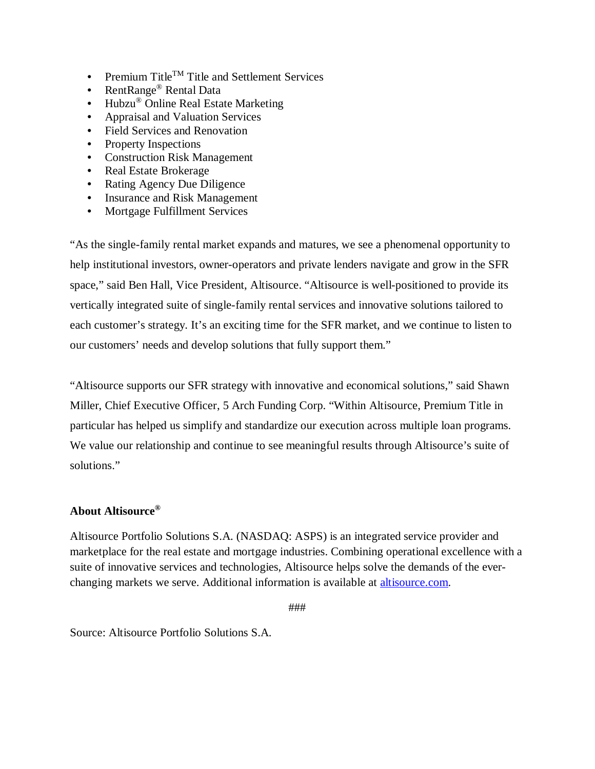- Premium Title™ Title and Settlement Services
- RentRange® Rental Data
- Hubzu® Online Real Estate Marketing
- Appraisal and Valuation Services
- Field Services and Renovation
- Property Inspections
- Construction Risk Management
- Real Estate Brokerage
- Rating Agency Due Diligence
- Insurance and Risk Management
- Mortgage Fulfillment Services

"As the single-family rental market expands and matures, we see a phenomenal opportunity to help institutional investors, owner-operators and private lenders navigate and grow in the SFR space," said Ben Hall, Vice President, Altisource. "Altisource is well-positioned to provide its vertically integrated suite of single-family rental services and innovative solutions tailored to each customer's strategy. It's an exciting time for the SFR market, and we continue to listen to our customers' needs and develop solutions that fully support them."

"Altisource supports our SFR strategy with innovative and economical solutions," said Shawn Miller, Chief Executive Officer, 5 Arch Funding Corp. "Within Altisource, Premium Title in particular has helped us simplify and standardize our execution across multiple loan programs. We value our relationship and continue to see meaningful results through Altisource's suite of solutions."

**About Altisource®**

Altisource Portfolio Solutions S.A. (NASDAQ: ASPS) is an integrated service provider and marketplace for the real estate and mortgage industries. Combining operational excellence with a suite of innovative services and technologies, Altisource helps solve the demands of the ever-changing markets we serve. Additional information is available at [altisource.com](altisource.com).

###

Source: Altisource Portfolio Solutions S.A.